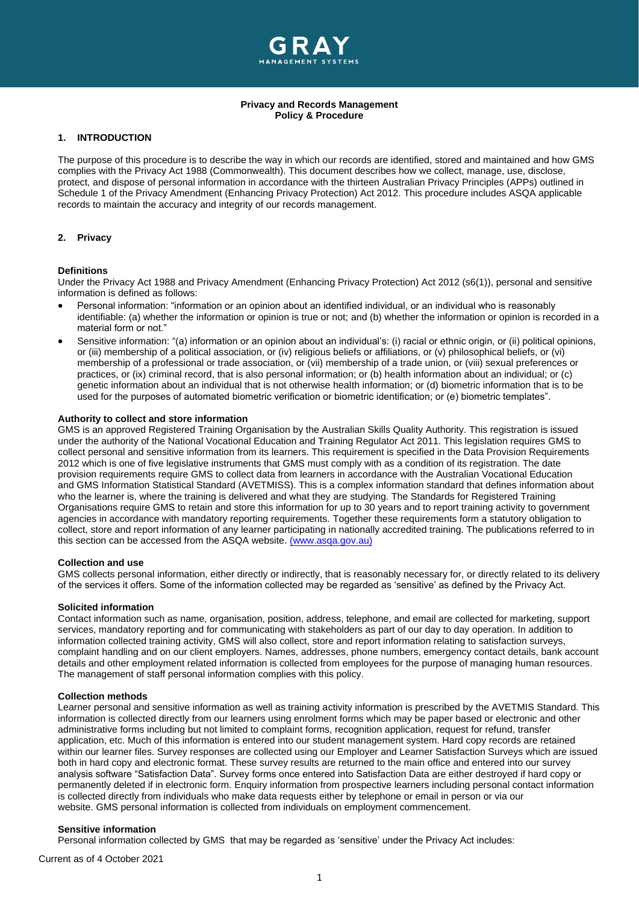**Privacy and Records Management**
**Policy & Procedure**

## 1. INTRODUCTION

The purpose of this procedure is to describe the way in which our records are identified, stored and maintained and how GMS complies with the Privacy Act 1988 (Commonwealth). This document describes how we collect, manage, use, disclose, protect, and dispose of personal information in accordance with the thirteen Australian Privacy Principles (APPs) outlined in Schedule 1 of the Privacy Amendment (Enhancing Privacy Protection) Act 2012. This procedure includes ASQA applicable records to maintain the accuracy and integrity of our records management.

## 2. Privacy

### Definitions

Under the Privacy Act 1988 and Privacy Amendment (Enhancing Privacy Protection) Act 2012 (s6(1)), personal and sensitive information is defined as follows:

- Personal information: "information or an opinion about an identified individual, or an individual who is reasonably identifiable: (a) whether the information or opinion is true or not; and (b) whether the information or opinion is recorded in a material form or not."
- Sensitive information: "(a) information or an opinion about an individual's: (i) racial or ethnic origin, or (ii) political opinions, or (iii) membership of a political association, or (iv) religious beliefs or affiliations, or (v) philosophical beliefs, or (vi) membership of a professional or trade association, or (vii) membership of a trade union, or (viii) sexual preferences or practices, or (ix) criminal record, that is also personal information; or (b) health information about an individual; or (c) genetic information about an individual that is not otherwise health information; or (d) biometric information that is to be used for the purposes of automated biometric verification or biometric identification; or (e) biometric templates".

### Authority to collect and store information

GMS is an approved Registered Training Organisation by the Australian Skills Quality Authority. This registration is issued under the authority of the National Vocational Education and Training Regulator Act 2011. This legislation requires GMS to collect personal and sensitive information from its learners. This requirement is specified in the Data Provision Requirements 2012 which is one of five legislative instruments that GMS must comply with as a condition of its registration. The date provision requirements require GMS to collect data from learners in accordance with the Australian Vocational Education and GMS Information Statistical Standard (AVETMISS). This is a complex information standard that defines information about who the learner is, where the training is delivered and what they are studying. The Standards for Registered Training Organisations require GMS to retain and store this information for up to 30 years and to report training activity to government agencies in accordance with mandatory reporting requirements. Together these requirements form a statutory obligation to collect, store and report information of any learner participating in nationally accredited training. The publications referred to in this section can be accessed from the ASQA website. [(www.asqa.gov.au)](www.asqa.gov.au)

### Collection and use

GMS collects personal information, either directly or indirectly, that is reasonably necessary for, or directly related to its delivery of the services it offers. Some of the information collected may be regarded as 'sensitive' as defined by the Privacy Act.

### Solicited information

Contact information such as name, organisation, position, address, telephone, and email are collected for marketing, support services, mandatory reporting and for communicating with stakeholders as part of our day to day operation. In addition to information collected training activity, GMS will also collect, store and report information relating to satisfaction surveys, complaint handling and on our client employers. Names, addresses, phone numbers, emergency contact details, bank account details and other employment related information is collected from employees for the purpose of managing human resources. The management of staff personal information complies with this policy.

### Collection methods

Learner personal and sensitive information as well as training activity information is prescribed by the AVETMIS Standard. This information is collected directly from our learners using enrolment forms which may be paper based or electronic and other administrative forms including but not limited to complaint forms, recognition application, request for refund, transfer application, etc. Much of this information is entered into our student management system. Hard copy records are retained within our learner files. Survey responses are collected using our Employer and Learner Satisfaction Surveys which are issued both in hard copy and electronic format. These survey results are returned to the main office and entered into our survey analysis software "Satisfaction Data". Survey forms once entered into Satisfaction Data are either destroyed if hard copy or permanently deleted if in electronic form. Enquiry information from prospective learners including personal contact information is collected directly from individuals who make data requests either by telephone or email in person or via our website. GMS personal information is collected from individuals on employment commencement.

### Sensitive information

Personal information collected by GMS that may be regarded as 'sensitive' under the Privacy Act includes: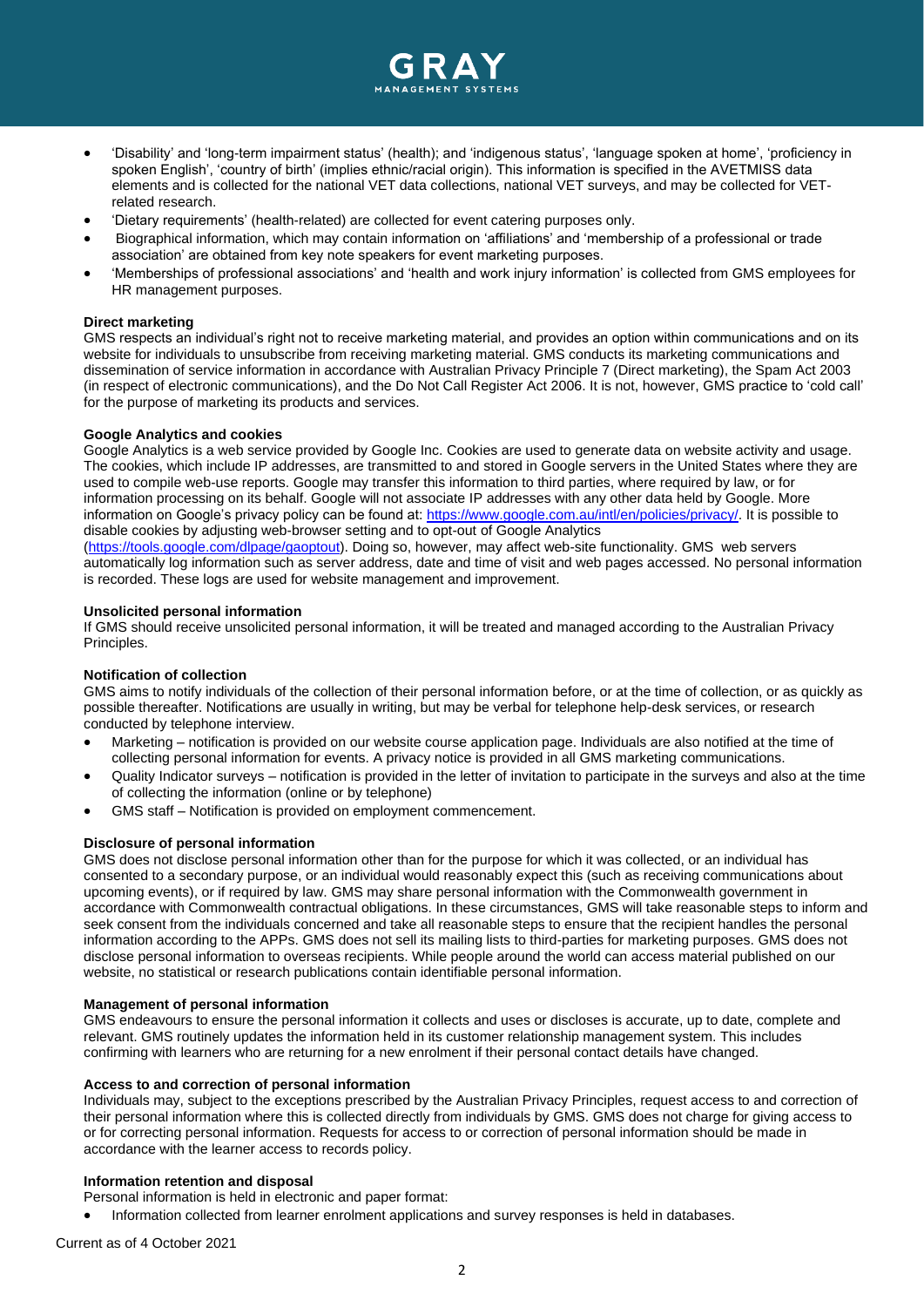- 'Disability' and 'long-term impairment status' (health); and 'indigenous status', 'language spoken at home', 'proficiency in spoken English', 'country of birth' (implies ethnic/racial origin). This information is specified in the AVETMISS data elements and is collected for the national VET data collections, national VET surveys, and may be collected for VET-related research.
- 'Dietary requirements' (health-related) are collected for event catering purposes only.
- Biographical information, which may contain information on 'affiliations' and 'membership of a professional or trade association' are obtained from key note speakers for event marketing purposes.
- 'Memberships of professional associations' and 'health and work injury information' is collected from GMS employees for HR management purposes.

**Direct marketing**

GMS respects an individual's right not to receive marketing material, and provides an option within communications and on its website for individuals to unsubscribe from receiving marketing material. GMS conducts its marketing communications and dissemination of service information in accordance with Australian Privacy Principle 7 (Direct marketing), the Spam Act 2003 (in respect of electronic communications), and the Do Not Call Register Act 2006. It is not, however, GMS practice to 'cold call' for the purpose of marketing its products and services.

**Google Analytics and cookies**

Google Analytics is a web service provided by Google Inc. Cookies are used to generate data on website activity and usage. The cookies, which include IP addresses, are transmitted to and stored in Google servers in the United States where they are used to compile web-use reports. Google may transfer this information to third parties, where required by law, or for information processing on its behalf. Google will not associate IP addresses with any other data held by Google. More information on Google's privacy policy can be found at: https://www.google.com.au/intl/en/policies/privacy/. It is possible to disable cookies by adjusting web-browser setting and to opt-out of Google Analytics (https://tools.google.com/dlpage/gaoptout). Doing so, however, may affect web-site functionality. GMS web servers automatically log information such as server address, date and time of visit and web pages accessed. No personal information is recorded. These logs are used for website management and improvement.

**Unsolicited personal information**

If GMS should receive unsolicited personal information, it will be treated and managed according to the Australian Privacy Principles.

**Notification of collection**

GMS aims to notify individuals of the collection of their personal information before, or at the time of collection, or as quickly as possible thereafter. Notifications are usually in writing, but may be verbal for telephone help-desk services, or research conducted by telephone interview.

- Marketing – notification is provided on our website course application page. Individuals are also notified at the time of collecting personal information for events. A privacy notice is provided in all GMS marketing communications.
- Quality Indicator surveys – notification is provided in the letter of invitation to participate in the surveys and also at the time of collecting the information (online or by telephone)
- GMS staff – Notification is provided on employment commencement.

**Disclosure of personal information**

GMS does not disclose personal information other than for the purpose for which it was collected, or an individual has consented to a secondary purpose, or an individual would reasonably expect this (such as receiving communications about upcoming events), or if required by law. GMS may share personal information with the Commonwealth government in accordance with Commonwealth contractual obligations. In these circumstances, GMS will take reasonable steps to inform and seek consent from the individuals concerned and take all reasonable steps to ensure that the recipient handles the personal information according to the APPs. GMS does not sell its mailing lists to third-parties for marketing purposes. GMS does not disclose personal information to overseas recipients. While people around the world can access material published on our website, no statistical or research publications contain identifiable personal information.

**Management of personal information**

GMS endeavours to ensure the personal information it collects and uses or discloses is accurate, up to date, complete and relevant. GMS routinely updates the information held in its customer relationship management system. This includes confirming with learners who are returning for a new enrolment if their personal contact details have changed.

**Access to and correction of personal information**

Individuals may, subject to the exceptions prescribed by the Australian Privacy Principles, request access to and correction of their personal information where this is collected directly from individuals by GMS. GMS does not charge for giving access to or for correcting personal information. Requests for access to or correction of personal information should be made in accordance with the learner access to records policy.

**Information retention and disposal**

Personal information is held in electronic and paper format:

- Information collected from learner enrolment applications and survey responses is held in databases.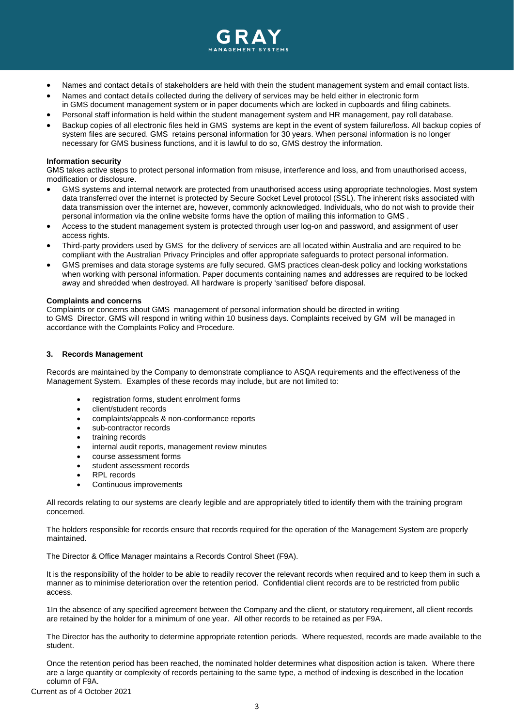- Names and contact details of stakeholders are held with thein the student management system and email contact lists.
- Names and contact details collected during the delivery of services may be held either in electronic form in GMS document management system or in paper documents which are locked in cupboards and filing cabinets.
- Personal staff information is held within the student management system and HR management, pay roll database.
- Backup copies of all electronic files held in GMS systems are kept in the event of system failure/loss. All backup copies of system files are secured. GMS retains personal information for 30 years. When personal information is no longer necessary for GMS business functions, and it is lawful to do so, GMS destroy the information.

**Information security**

GMS takes active steps to protect personal information from misuse, interference and loss, and from unauthorised access, modification or disclosure.

- GMS systems and internal network are protected from unauthorised access using appropriate technologies. Most system data transferred over the internet is protected by Secure Socket Level protocol (SSL). The inherent risks associated with data transmission over the internet are, however, commonly acknowledged. Individuals, who do not wish to provide their personal information via the online website forms have the option of mailing this information to GMS .
- Access to the student management system is protected through user log-on and password, and assignment of user access rights.
- Third-party providers used by GMS for the delivery of services are all located within Australia and are required to be compliant with the Australian Privacy Principles and offer appropriate safeguards to protect personal information.
- GMS premises and data storage systems are fully secured. GMS practices clean-desk policy and locking workstations when working with personal information. Paper documents containing names and addresses are required to be locked away and shredded when destroyed. All hardware is properly 'sanitised' before disposal.

**Complaints and concerns**

Complaints or concerns about GMS management of personal information should be directed in writing to GMS Director. GMS will respond in writing within 10 business days. Complaints received by GM will be managed in accordance with the Complaints Policy and Procedure.

### 3. Records Management

Records are maintained by the Company to demonstrate compliance to ASQA requirements and the effectiveness of the Management System. Examples of these records may include, but are not limited to:

- registration forms, student enrolment forms
- client/student records
- complaints/appeals & non-conformance reports
- sub-contractor records
- training records
- internal audit reports, management review minutes
- course assessment forms
- student assessment records
- RPL records
- Continuous improvements

All records relating to our systems are clearly legible and are appropriately titled to identify them with the training program concerned.

The holders responsible for records ensure that records required for the operation of the Management System are properly maintained.

The Director & Office Manager maintains a Records Control Sheet (F9A).

It is the responsibility of the holder to be able to readily recover the relevant records when required and to keep them in such a manner as to minimise deterioration over the retention period. Confidential client records are to be restricted from public access.

1In the absence of any specified agreement between the Company and the client, or statutory requirement, all client records are retained by the holder for a minimum of one year. All other records to be retained as per F9A.

The Director has the authority to determine appropriate retention periods. Where requested, records are made available to the student.

Once the retention period has been reached, the nominated holder determines what disposition action is taken. Where there are a large quantity or complexity of records pertaining to the same type, a method of indexing is described in the location column of F9A.

Current as of 4 October 2021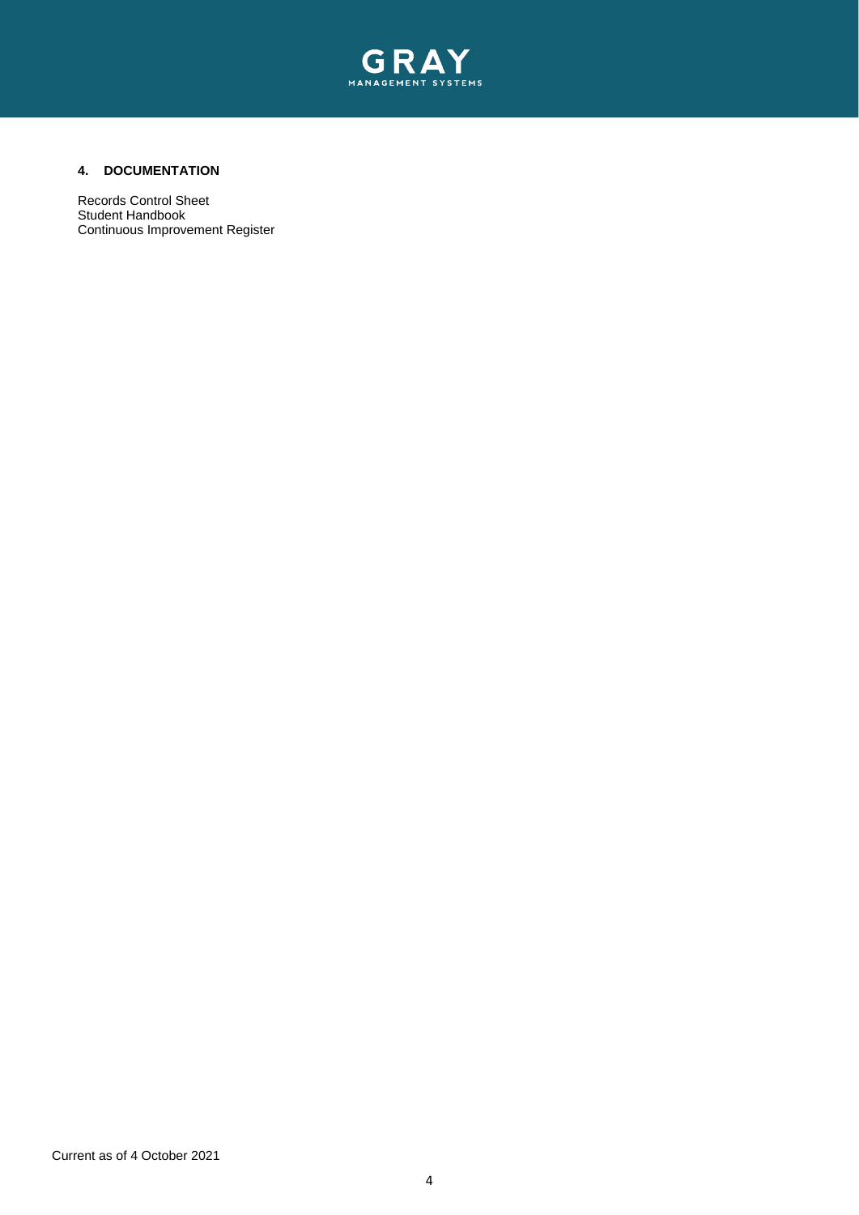## 4. DOCUMENTATION

Records Control Sheet
Student Handbook
Continuous Improvement Register